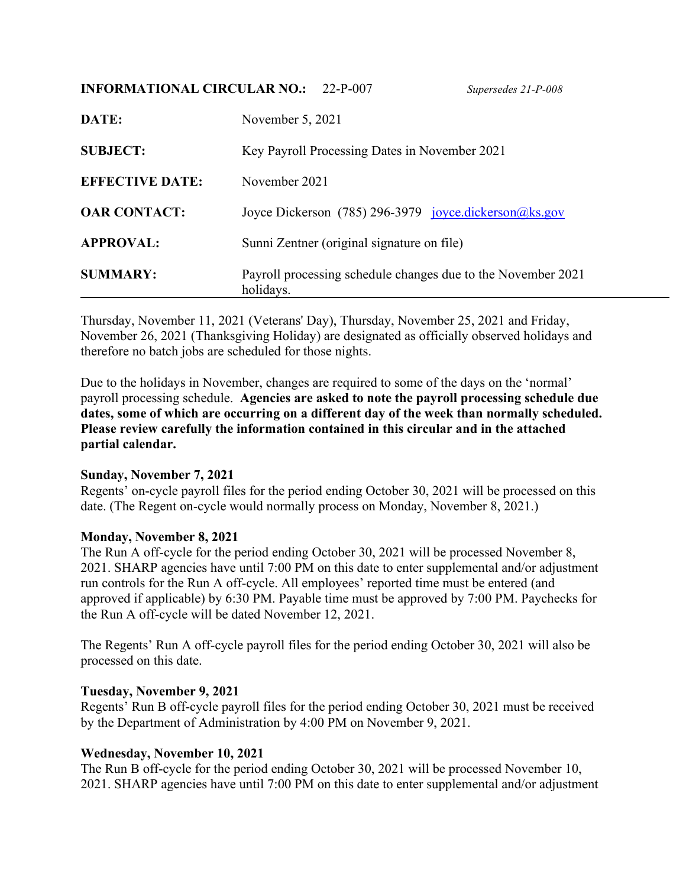**INFORMATIONAL CIRCULAR NO.:** 22-P-007 *Supersedes 21-P-008*

**DATE:** November 5, 2021

**SUBJECT:** Key Payroll Processing Dates in November 2021

**EFFECTIVE DATE:** November 2021

**OAR CONTACT:** Joyce Dickerson (785) 296-3979 joyce.dickerson@ks.gov

**APPROVAL:** Sunni Zentner (original signature on file)

**SUMMARY:** Payroll processing schedule changes due to the November 2021 holidays.

---

Thursday, November 11, 2021 (Veterans' Day), Thursday, November 25, 2021 and Friday, November 26, 2021 (Thanksgiving Holiday) are designated as officially observed holidays and therefore no batch jobs are scheduled for those nights.

Due to the holidays in November, changes are required to some of the days on the 'normal' payroll processing schedule. **Agencies are asked to note the payroll processing schedule due dates, some of which are occurring on a different day of the week than normally scheduled. Please review carefully the information contained in this circular and in the attached partial calendar.**

**Sunday, November 7, 2021**
Regents' on-cycle payroll files for the period ending October 30, 2021 will be processed on this date. (The Regent on-cycle would normally process on Monday, November 8, 2021.)

**Monday, November 8, 2021**
The Run A off-cycle for the period ending October 30, 2021 will be processed November 8, 2021. SHARP agencies have until 7:00 PM on this date to enter supplemental and/or adjustment run controls for the Run A off-cycle. All employees' reported time must be entered (and approved if applicable) by 6:30 PM. Payable time must be approved by 7:00 PM. Paychecks for the Run A off-cycle will be dated November 12, 2021.

The Regents' Run A off-cycle payroll files for the period ending October 30, 2021 will also be processed on this date.

**Tuesday, November 9, 2021**
Regents' Run B off-cycle payroll files for the period ending October 30, 2021 must be received by the Department of Administration by 4:00 PM on November 9, 2021.

**Wednesday, November 10, 2021**
The Run B off-cycle for the period ending October 30, 2021 will be processed November 10, 2021. SHARP agencies have until 7:00 PM on this date to enter supplemental and/or adjustment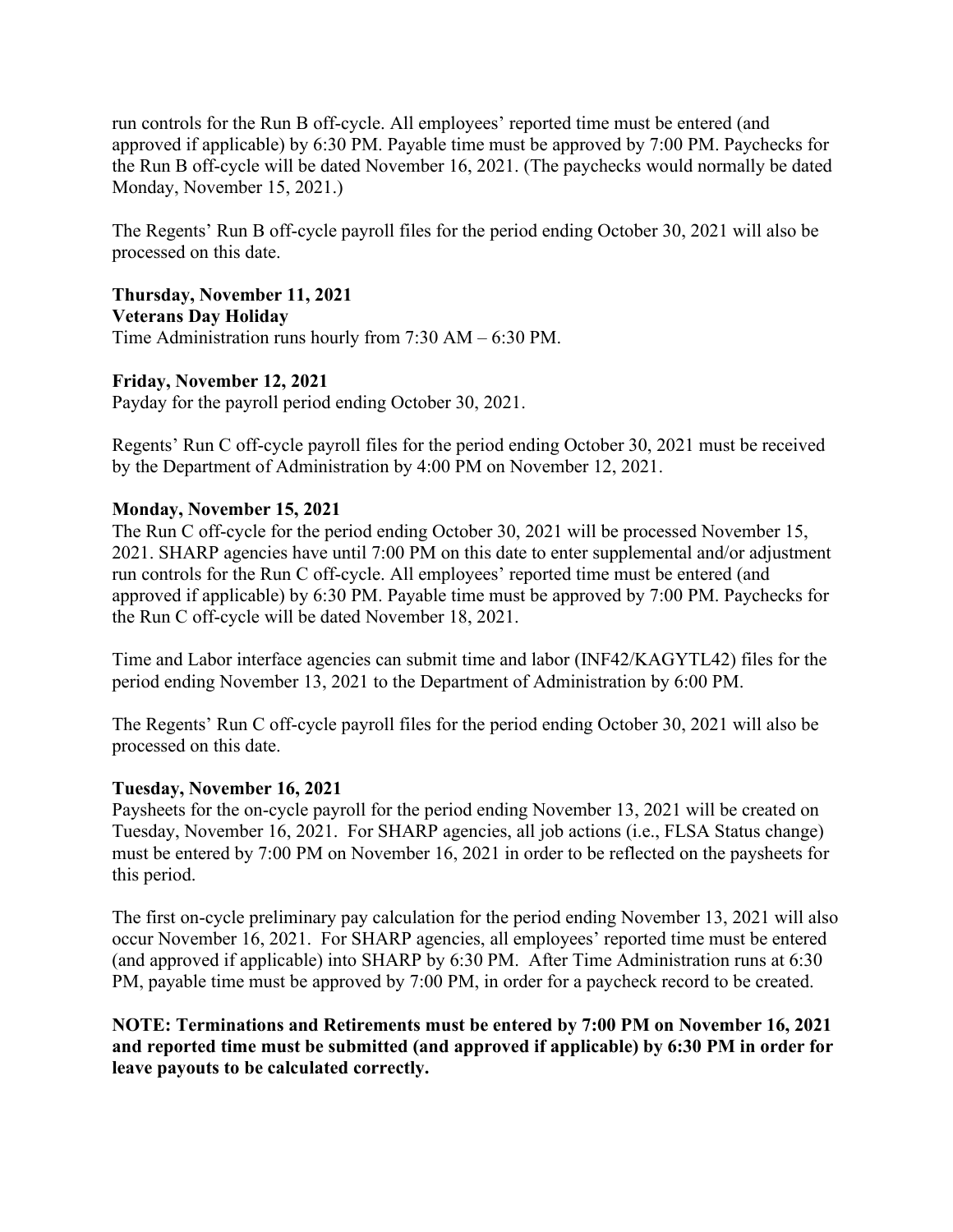run controls for the Run B off-cycle. All employees' reported time must be entered (and approved if applicable) by 6:30 PM. Payable time must be approved by 7:00 PM. Paychecks for the Run B off-cycle will be dated November 16, 2021. (The paychecks would normally be dated Monday, November 15, 2021.)

The Regents' Run B off-cycle payroll files for the period ending October 30, 2021 will also be processed on this date.

**Thursday, November 11, 2021**
**Veterans Day Holiday**
Time Administration runs hourly from 7:30 AM – 6:30 PM.

**Friday, November 12, 2021**
Payday for the payroll period ending October 30, 2021.

Regents' Run C off-cycle payroll files for the period ending October 30, 2021 must be received by the Department of Administration by 4:00 PM on November 12, 2021.

**Monday, November 15, 2021**
The Run C off-cycle for the period ending October 30, 2021 will be processed November 15, 2021. SHARP agencies have until 7:00 PM on this date to enter supplemental and/or adjustment run controls for the Run C off-cycle. All employees' reported time must be entered (and approved if applicable) by 6:30 PM. Payable time must be approved by 7:00 PM. Paychecks for the Run C off-cycle will be dated November 18, 2021.

Time and Labor interface agencies can submit time and labor (INF42/KAGYTL42) files for the period ending November 13, 2021 to the Department of Administration by 6:00 PM.

The Regents' Run C off-cycle payroll files for the period ending October 30, 2021 will also be processed on this date.

**Tuesday, November 16, 2021**
Paysheets for the on-cycle payroll for the period ending November 13, 2021 will be created on Tuesday, November 16, 2021. For SHARP agencies, all job actions (i.e., FLSA Status change) must be entered by 7:00 PM on November 16, 2021 in order to be reflected on the paysheets for this period.

The first on-cycle preliminary pay calculation for the period ending November 13, 2021 will also occur November 16, 2021. For SHARP agencies, all employees' reported time must be entered (and approved if applicable) into SHARP by 6:30 PM. After Time Administration runs at 6:30 PM, payable time must be approved by 7:00 PM, in order for a paycheck record to be created.

**NOTE: Terminations and Retirements must be entered by 7:00 PM on November 16, 2021 and reported time must be submitted (and approved if applicable) by 6:30 PM in order for leave payouts to be calculated correctly.**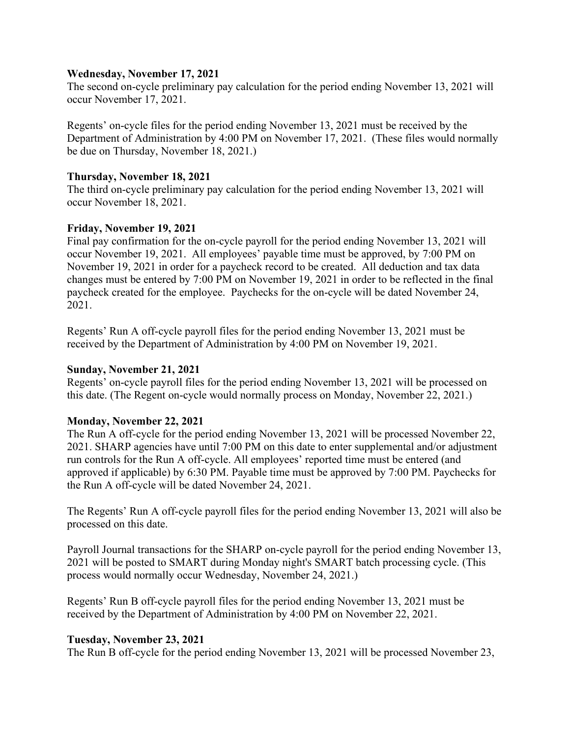**Wednesday, November 17, 2021**
The second on-cycle preliminary pay calculation for the period ending November 13, 2021 will occur November 17, 2021.

Regents' on-cycle files for the period ending November 13, 2021 must be received by the Department of Administration by 4:00 PM on November 17, 2021. (These files would normally be due on Thursday, November 18, 2021.)

**Thursday, November 18, 2021**
The third on-cycle preliminary pay calculation for the period ending November 13, 2021 will occur November 18, 2021.

**Friday, November 19, 2021**
Final pay confirmation for the on-cycle payroll for the period ending November 13, 2021 will occur November 19, 2021. All employees' payable time must be approved, by 7:00 PM on November 19, 2021 in order for a paycheck record to be created. All deduction and tax data changes must be entered by 7:00 PM on November 19, 2021 in order to be reflected in the final paycheck created for the employee. Paychecks for the on-cycle will be dated November 24, 2021.

Regents' Run A off-cycle payroll files for the period ending November 13, 2021 must be received by the Department of Administration by 4:00 PM on November 19, 2021.

**Sunday, November 21, 2021**
Regents' on-cycle payroll files for the period ending November 13, 2021 will be processed on this date. (The Regent on-cycle would normally process on Monday, November 22, 2021.)

**Monday, November 22, 2021**
The Run A off-cycle for the period ending November 13, 2021 will be processed November 22, 2021. SHARP agencies have until 7:00 PM on this date to enter supplemental and/or adjustment run controls for the Run A off-cycle. All employees' reported time must be entered (and approved if applicable) by 6:30 PM. Payable time must be approved by 7:00 PM. Paychecks for the Run A off-cycle will be dated November 24, 2021.

The Regents' Run A off-cycle payroll files for the period ending November 13, 2021 will also be processed on this date.

Payroll Journal transactions for the SHARP on-cycle payroll for the period ending November 13, 2021 will be posted to SMART during Monday night's SMART batch processing cycle. (This process would normally occur Wednesday, November 24, 2021.)

Regents' Run B off-cycle payroll files for the period ending November 13, 2021 must be received by the Department of Administration by 4:00 PM on November 22, 2021.

**Tuesday, November 23, 2021**
The Run B off-cycle for the period ending November 13, 2021 will be processed November 23,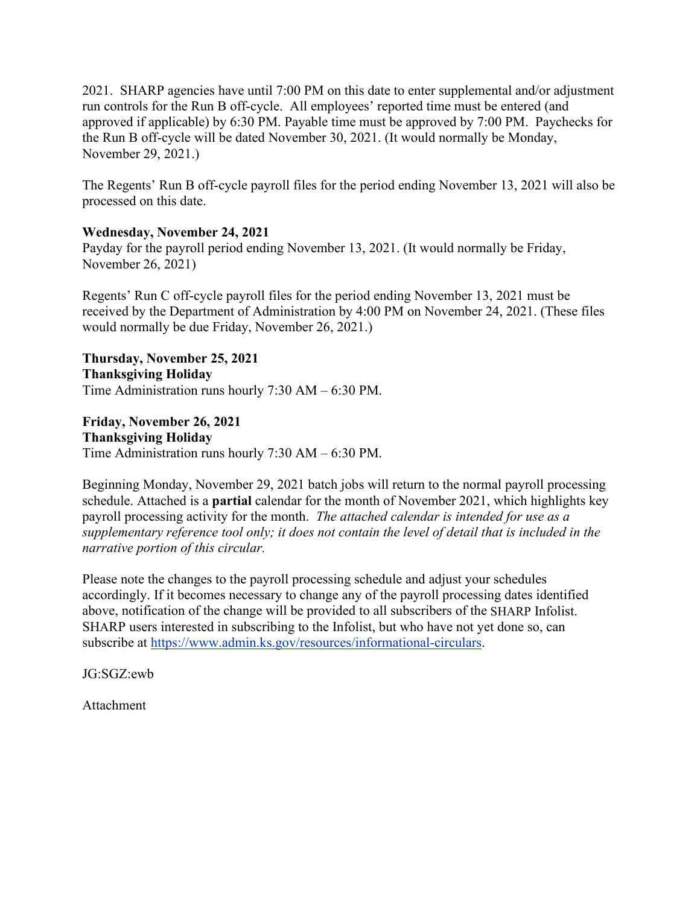2021. SHARP agencies have until 7:00 PM on this date to enter supplemental and/or adjustment run controls for the Run B off-cycle. All employees' reported time must be entered (and approved if applicable) by 6:30 PM. Payable time must be approved by 7:00 PM. Paychecks for the Run B off-cycle will be dated November 30, 2021. (It would normally be Monday, November 29, 2021.)

The Regents' Run B off-cycle payroll files for the period ending November 13, 2021 will also be processed on this date.

**Wednesday, November 24, 2021**
Payday for the payroll period ending November 13, 2021. (It would normally be Friday, November 26, 2021)

Regents' Run C off-cycle payroll files for the period ending November 13, 2021 must be received by the Department of Administration by 4:00 PM on November 24, 2021. (These files would normally be due Friday, November 26, 2021.)

**Thursday, November 25, 2021**
**Thanksgiving Holiday**
Time Administration runs hourly 7:30 AM – 6:30 PM.

**Friday, November 26, 2021**
**Thanksgiving Holiday**
Time Administration runs hourly 7:30 AM – 6:30 PM.

Beginning Monday, November 29, 2021 batch jobs will return to the normal payroll processing schedule. Attached is a **partial** calendar for the month of November 2021, which highlights key payroll processing activity for the month. *The attached calendar is intended for use as a supplementary reference tool only; it does not contain the level of detail that is included in the narrative portion of this circular.*

Please note the changes to the payroll processing schedule and adjust your schedules accordingly. If it becomes necessary to change any of the payroll processing dates identified above, notification of the change will be provided to all subscribers of the SHARP Infolist. SHARP users interested in subscribing to the Infolist, but who have not yet done so, can subscribe at https://www.admin.ks.gov/resources/informational-circulars.

JG:SGZ:ewb

Attachment